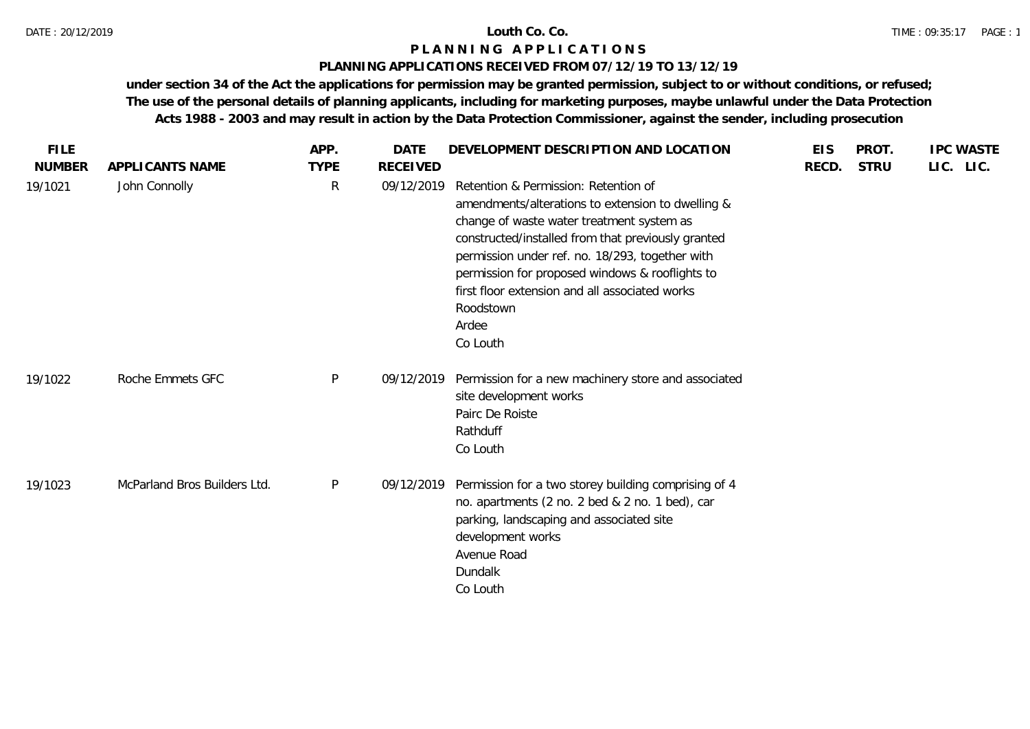# Louth Co. Co.

## P L A N N I N G   A P P L I C A T I O N S

### PLANNING APPLICATIONS RECEIVED FROM 07/12/19 TO 13/12/19

**under section 34 of the Act the applications for permission may be granted permission, subject to or without conditions, or refused; The use of the personal details of planning applicants, including for marketing purposes, maybe unlawful under the Data Protection Acts 1988 - 2003 and may result in action by the Data Protection Commissioner, against the sender, including prosecution**

| FILE NUMBER | APPLICANTS NAME | APP. TYPE | DATE RECEIVED | DEVELOPMENT DESCRIPTION AND LOCATION | EIS RECD. | PROT. STRU | IPC LIC. | WASTE LIC. |
|---|---|---|---|---|---|---|---|---|
| 19/1021 | John Connolly | R | 09/12/2019 | Retention & Permission: Retention of amendments/alterations to extension to dwelling & change of waste water treatment system as constructed/installed from that previously granted permission under ref. no. 18/293, together with permission for proposed windows & rooflights to first floor extension and all associated works<br>Roodstown<br>Ardee<br>Co Louth | | | | |
| 19/1022 | Roche Emmets GFC | P | 09/12/2019 | Permission for a new machinery store and associated site development works<br>Pairc De Roiste<br>Rathduff<br>Co Louth | | | | |
| 19/1023 | McParland Bros Builders Ltd. | P | 09/12/2019 | Permission for a two storey building comprising of 4 no. apartments (2 no. 2 bed & 2 no. 1 bed), car parking, landscaping and associated site development works<br>Avenue Road<br>Dundalk<br>Co Louth | | | | |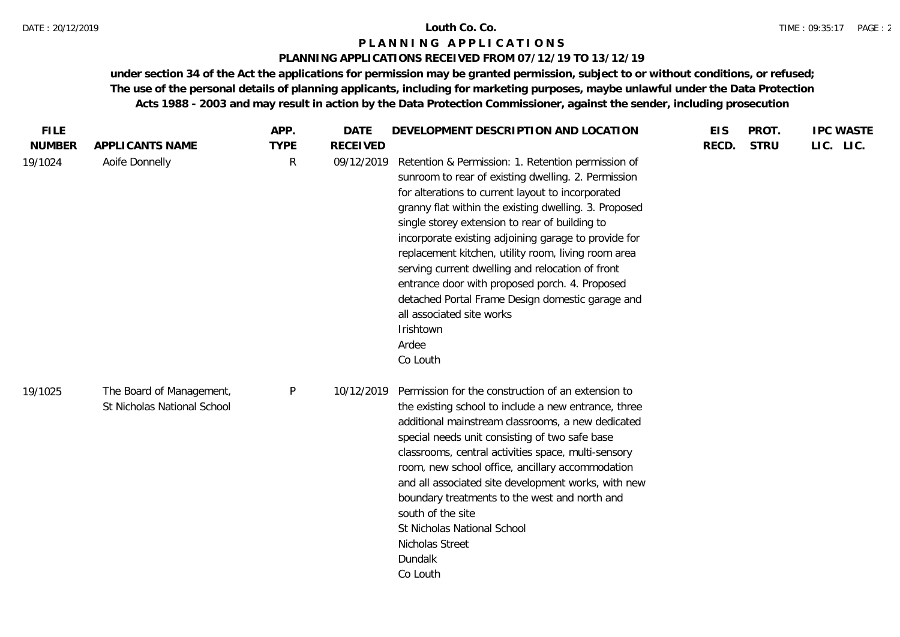**Louth Co. Co.**

**P L A N N I N G   A P P L I C A T I O N S**

**PLANNING APPLICATIONS RECEIVED FROM 07/12/19 TO 13/12/19**

**under section 34 of the Act the applications for permission may be granted permission, subject to or without conditions, or refused; The use of the personal details of planning applicants, including for marketing purposes, maybe unlawful under the Data Protection Acts 1988 - 2003 and may result in action by the Data Protection Commissioner, against the sender, including prosecution**

| FILE NUMBER | APPLICANTS NAME | APP. TYPE | DATE RECEIVED | DEVELOPMENT DESCRIPTION AND LOCATION | EIS RECD. | PROT. STRU | IPC LIC. | WASTE LIC. |
|---|---|---|---|---|---|---|---|---|
| 19/1024 | Aoife Donnelly | R | 09/12/2019 | Retention & Permission: 1. Retention permission of sunroom to rear of existing dwelling. 2. Permission for alterations to current layout to incorporated granny flat within the existing dwelling. 3. Proposed single storey extension to rear of building to incorporate existing adjoining garage to provide for replacement kitchen, utility room, living room area serving current dwelling and relocation of front entrance door with proposed porch. 4. Proposed detached Portal Frame Design domestic garage and all associated site works<br>Irishtown<br>Ardee<br>Co Louth | | | | |
| 19/1025 | The Board of Management, St Nicholas National School | P | 10/12/2019 | Permission for the construction of an extension to the existing school to include a new entrance, three additional mainstream classrooms, a new dedicated special needs unit consisting of two safe base classrooms, central activities space, multi-sensory room, new school office, ancillary accommodation and all associated site development works, with new boundary treatments to the west and north and south of the site<br>St Nicholas National School<br>Nicholas Street<br>Dundalk<br>Co Louth | | | | |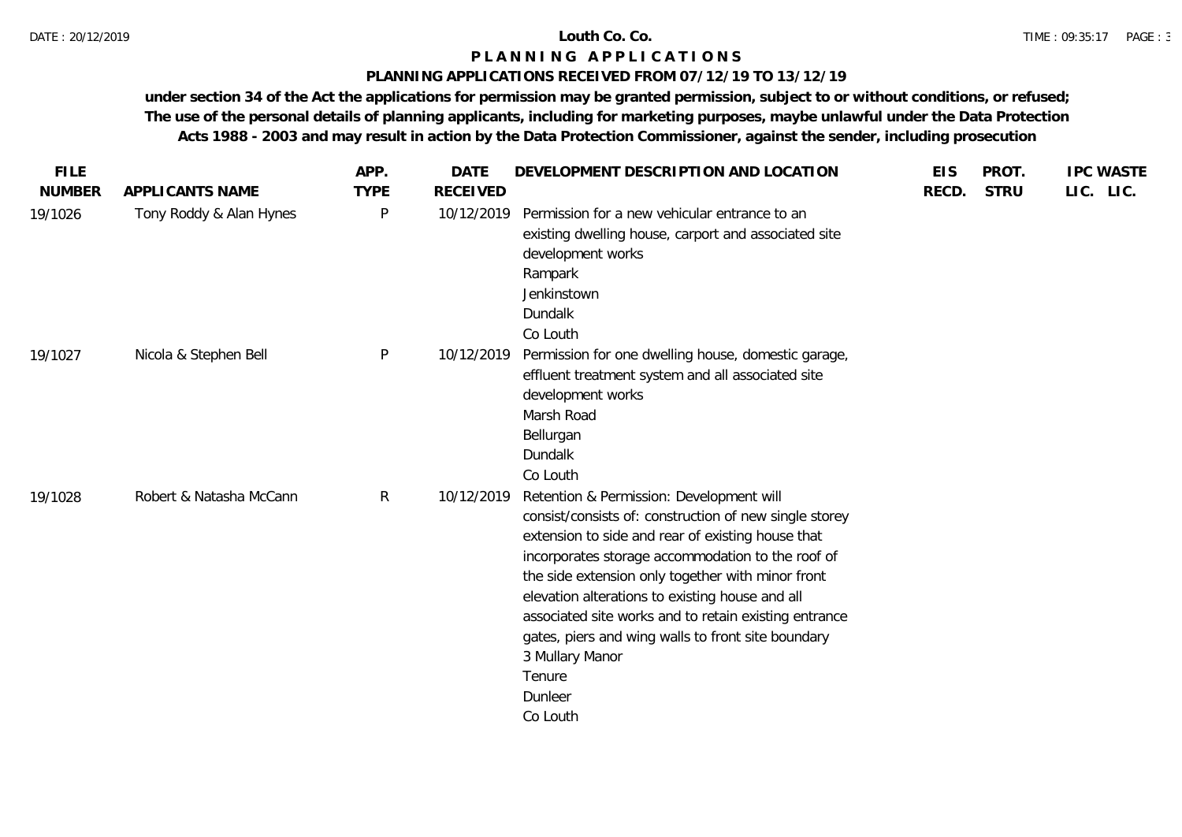# Louth Co. Co.

## PLANNING APPLICATIONS

### PLANNING APPLICATIONS RECEIVED FROM 07/12/19 TO 13/12/19

**under section 34 of the Act the applications for permission may be granted permission, subject to or without conditions, or refused; The use of the personal details of planning applicants, including for marketing purposes, maybe unlawful under the Data Protection Acts 1988 - 2003 and may result in action by the Data Protection Commissioner, against the sender, including prosecution**

| FILE NUMBER | APPLICANTS NAME | APP. TYPE | DATE RECEIVED | DEVELOPMENT DESCRIPTION AND LOCATION | EIS RECD. | PROT. STRU | IPC LIC. | WASTE LIC. |
|---|---|---|---|---|---|---|---|---|
| 19/1026 | Tony Roddy & Alan Hynes | P | 10/12/2019 | Permission for a new vehicular entrance to an existing dwelling house, carport and associated site development works<br>Rampark<br>Jenkinstown<br>Dundalk<br>Co Louth | | | | |
| 19/1027 | Nicola & Stephen Bell | P | 10/12/2019 | Permission for one dwelling house, domestic garage, effluent treatment system and all associated site development works<br>Marsh Road<br>Bellurgan<br>Dundalk<br>Co Louth | | | | |
| 19/1028 | Robert & Natasha McCann | R | 10/12/2019 | Retention & Permission: Development will consist/consists of: construction of new single storey extension to side and rear of existing house that incorporates storage accommodation to the roof of the side extension only together with minor front elevation alterations to existing house and all associated site works and to retain existing entrance gates, piers and wing walls to front site boundary<br>3 Mullary Manor<br>Tenure<br>Dunleer<br>Co Louth | | | | |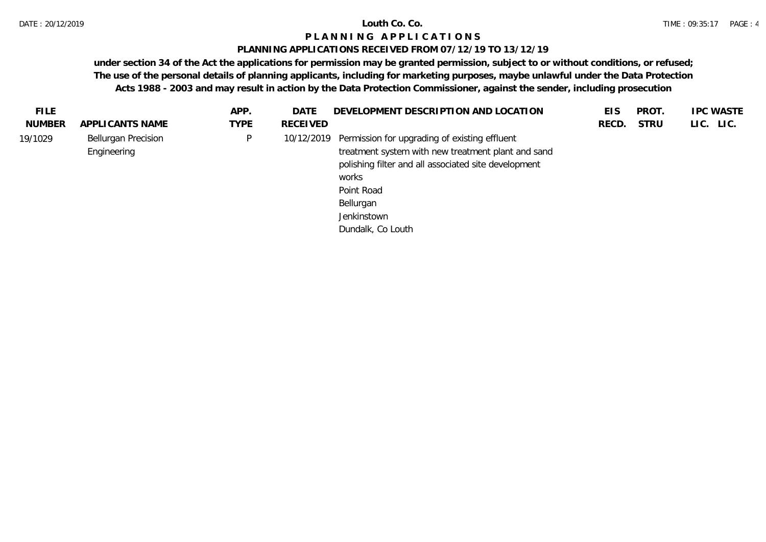# Louth Co. Co.

## P L A N N I N G   A P P L I C A T I O N S

### PLANNING APPLICATIONS RECEIVED FROM 07/12/19 TO 13/12/19

**under section 34 of the Act the applications for permission may be granted permission, subject to or without conditions, or refused; The use of the personal details of planning applicants, including for marketing purposes, maybe unlawful under the Data Protection Acts 1988 - 2003 and may result in action by the Data Protection Commissioner, against the sender, including prosecution**

| FILE NUMBER | APPLICANTS NAME | APP. TYPE | DATE RECEIVED | DEVELOPMENT DESCRIPTION AND LOCATION | EIS RECD. | PROT. STRU | IPC LIC. | WASTE LIC. |
|---|---|---|---|---|---|---|---|---|
| 19/1029 | Bellurgan Precision Engineering | P | 10/12/2019 | Permission for upgrading of existing effluent treatment system with new treatment plant and sand polishing filter and all associated site development works<br>Point Road<br>Bellurgan<br>Jenkinstown<br>Dundalk, Co Louth | | | | |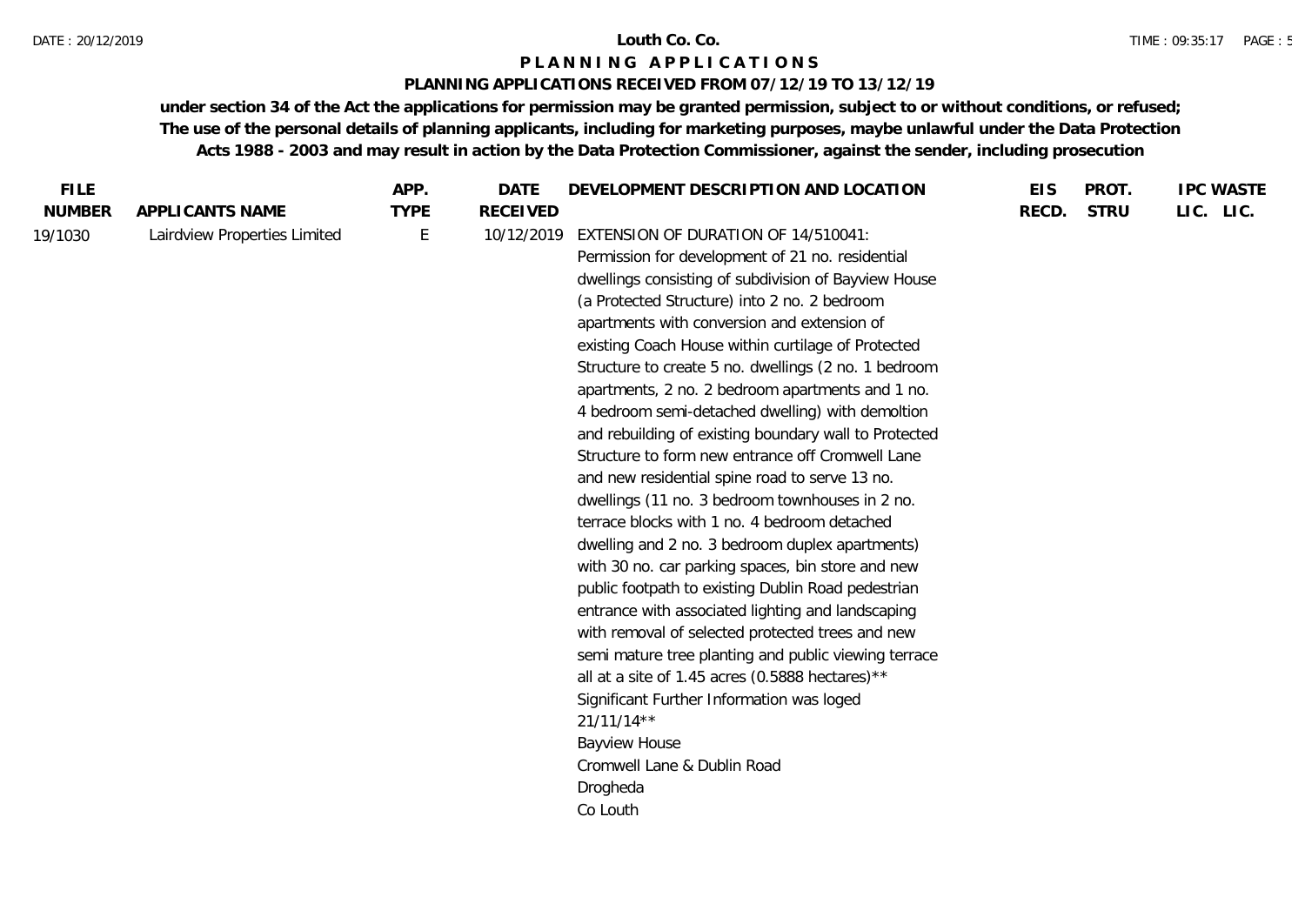**Louth Co. Co.**

**P L A N N I N G A P P L I C A T I O N S**

**PLANNING APPLICATIONS RECEIVED FROM 07/12/19 TO 13/12/19**

**under section 34 of the Act the applications for permission may be granted permission, subject to or without conditions, or refused; The use of the personal details of planning applicants, including for marketing purposes, maybe unlawful under the Data Protection Acts 1988 - 2003 and may result in action by the Data Protection Commissioner, against the sender, including prosecution**

| FILE NUMBER | APPLICANTS NAME | APP. TYPE | DATE RECEIVED | DEVELOPMENT DESCRIPTION AND LOCATION | EIS RECD. | PROT. STRU | IPC LIC. | WASTE LIC. |
|---|---|---|---|---|---|---|---|---|
| 19/1030 | Lairdview Properties Limited | E | 10/12/2019 | EXTENSION OF DURATION OF 14/510041: Permission for development of 21 no. residential dwellings consisting of subdivision of Bayview House (a Protected Structure) into 2 no. 2 bedroom apartments with conversion and extension of existing Coach House within curtilage of Protected Structure to create 5 no. dwellings (2 no. 1 bedroom apartments, 2 no. 2 bedroom apartments and 1 no. 4 bedroom semi-detached dwelling) with demoltion and rebuilding of existing boundary wall to Protected Structure to form new entrance off Cromwell Lane and new residential spine road to serve 13 no. dwellings (11 no. 3 bedroom townhouses in 2 no. terrace blocks with 1 no. 4 bedroom detached dwelling and 2 no. 3 bedroom duplex apartments) with 30 no. car parking spaces, bin store and new public footpath to existing Dublin Road pedestrian entrance with associated lighting and landscaping with removal of selected protected trees and new semi mature tree planting and public viewing terrace all at a site of 1.45 acres (0.5888 hectares)** Significant Further Information was loged 21/11/14** Bayview House Cromwell Lane & Dublin Road Drogheda Co Louth | | | | |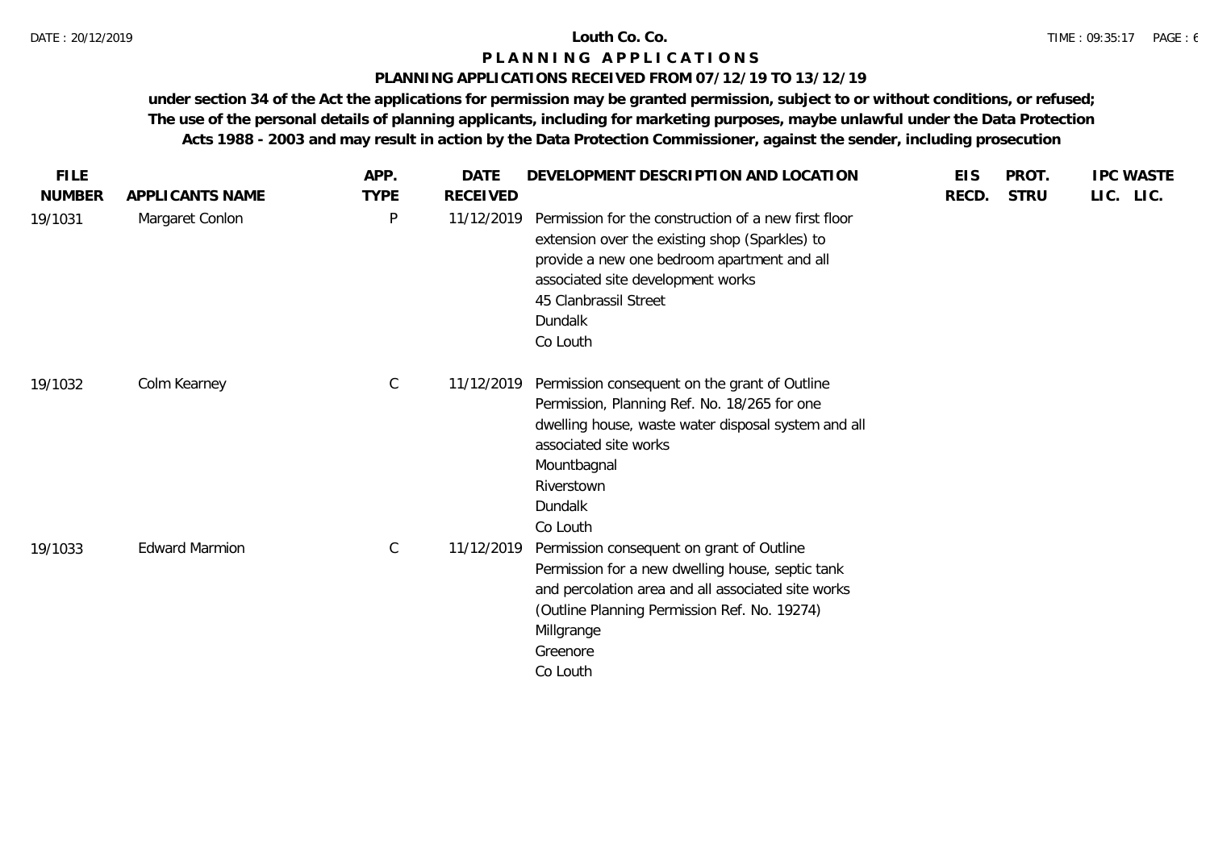**Louth Co. Co.**

**P L A N N I N G   A P P L I C A T I O N S**

**PLANNING APPLICATIONS RECEIVED FROM 07/12/19 TO 13/12/19**

**under section 34 of the Act the applications for permission may be granted permission, subject to or without conditions, or refused; The use of the personal details of planning applicants, including for marketing purposes, maybe unlawful under the Data Protection Acts 1988 - 2003 and may result in action by the Data Protection Commissioner, against the sender, including prosecution**

| FILE NUMBER | APPLICANTS NAME | APP. TYPE | DATE RECEIVED | DEVELOPMENT DESCRIPTION AND LOCATION | EIS RECD. | PROT. STRU | IPC LIC. | WASTE LIC. |
|---|---|---|---|---|---|---|---|---|
| 19/1031 | Margaret Conlon | P | 11/12/2019 | Permission for the construction of a new first floor extension over the existing shop (Sparkles) to provide a new one bedroom apartment and all associated site development works<br>45 Clanbrassil Street<br>Dundalk<br>Co Louth | | | | |
| 19/1032 | Colm Kearney | C | 11/12/2019 | Permission consequent on the grant of Outline Permission, Planning Ref. No. 18/265 for one dwelling house, waste water disposal system and all associated site works<br>Mountbagnal<br>Riverstown<br>Dundalk<br>Co Louth | | | | |
| 19/1033 | Edward Marmion | C | 11/12/2019 | Permission consequent on grant of Outline Permission for a new dwelling house, septic tank and percolation area and all associated site works (Outline Planning Permission Ref. No. 19274)<br>Millgrange<br>Greenore<br>Co Louth | | | | |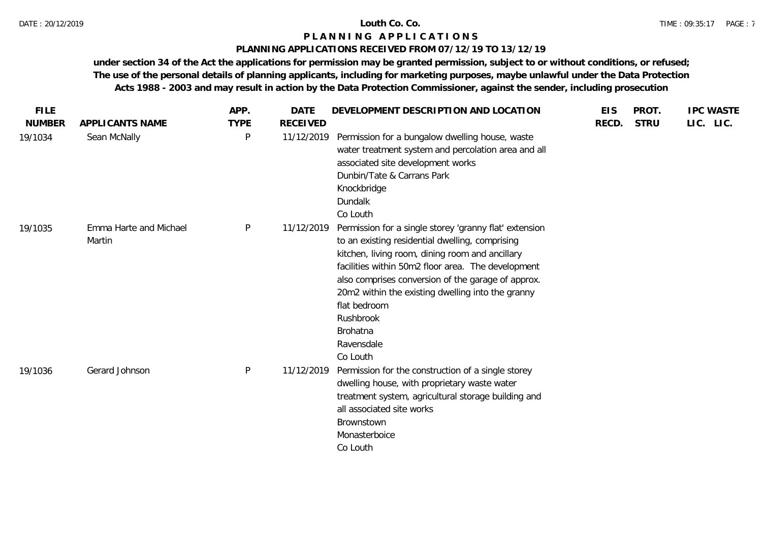# Louth Co. Co.

## P L A N N I N G   A P P L I C A T I O N S

### PLANNING APPLICATIONS RECEIVED FROM 07/12/19 TO 13/12/19

**under section 34 of the Act the applications for permission may be granted permission, subject to or without conditions, or refused; The use of the personal details of planning applicants, including for marketing purposes, maybe unlawful under the Data Protection Acts 1988 - 2003 and may result in action by the Data Protection Commissioner, against the sender, including prosecution**

| FILE NUMBER | APPLICANTS NAME | APP. TYPE | DATE RECEIVED | DEVELOPMENT DESCRIPTION AND LOCATION | EIS RECD. | PROT. STRU | IPC LIC. | WASTE LIC. |
|---|---|---|---|---|---|---|---|---|
| 19/1034 | Sean McNally | P | 11/12/2019 | Permission for a bungalow dwelling house, waste water treatment system and percolation area and all associated site development works<br>Dunbin/Tate & Carrans Park<br>Knockbridge<br>Dundalk<br>Co Louth | | | | |
| 19/1035 | Emma Harte and Michael Martin | P | 11/12/2019 | Permission for a single storey 'granny flat' extension to an existing residential dwelling, comprising kitchen, living room, dining room and ancillary facilities within 50m2 floor area. The development also comprises conversion of the garage of approx. 20m2 within the existing dwelling into the granny flat bedroom<br>Rushbrook<br>Brohatna<br>Ravensdale<br>Co Louth | | | | |
| 19/1036 | Gerard Johnson | P | 11/12/2019 | Permission for the construction of a single storey dwelling house, with proprietary waste water treatment system, agricultural storage building and all associated site works<br>Brownstown<br>Monasterboice<br>Co Louth | | | | |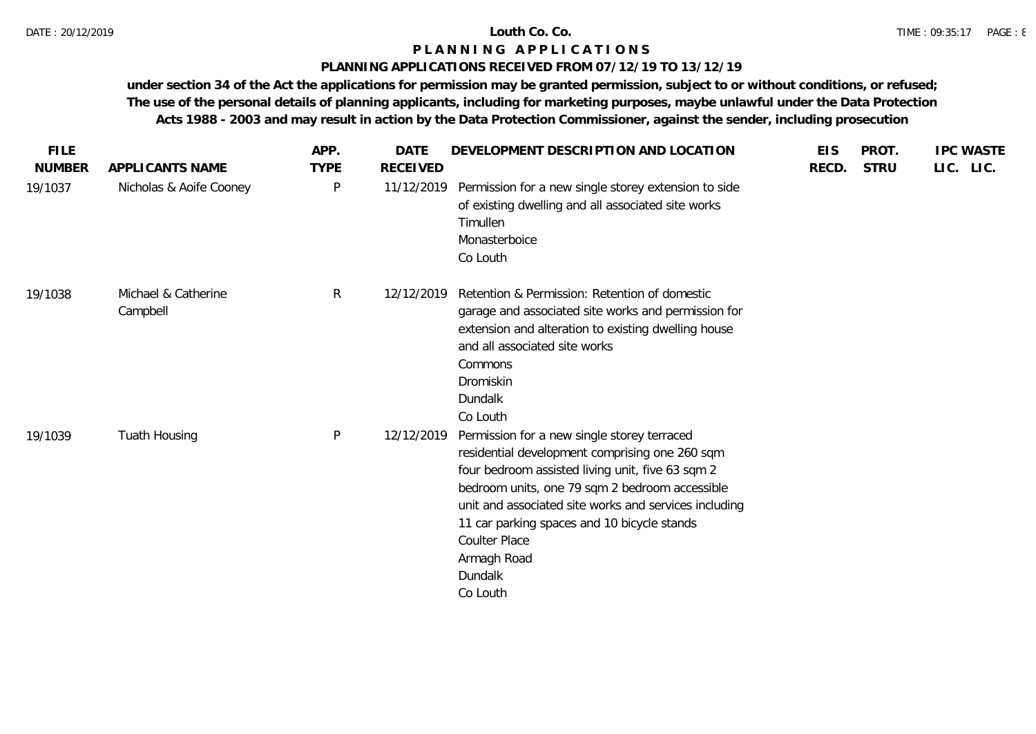# Louth Co. Co.

## P L A N N I N G   A P P L I C A T I O N S

### PLANNING APPLICATIONS RECEIVED FROM 07/12/19 TO 13/12/19

**under section 34 of the Act the applications for permission may be granted permission, subject to or without conditions, or refused; The use of the personal details of planning applicants, including for marketing purposes, maybe unlawful under the Data Protection Acts 1988 - 2003 and may result in action by the Data Protection Commissioner, against the sender, including prosecution**

| FILE NUMBER | APPLICANTS NAME | APP. TYPE | DATE RECEIVED | DEVELOPMENT DESCRIPTION AND LOCATION | EIS RECD. | PROT. STRU | IPC LIC. | WASTE LIC. |
|---|---|---|---|---|---|---|---|---|
| 19/1037 | Nicholas & Aoife Cooney | P | 11/12/2019 | Permission for a new single storey extension to side of existing dwelling and all associated site works<br>Timullen<br>Monasterboice<br>Co Louth | | | | |
| 19/1038 | Michael & Catherine Campbell | R | 12/12/2019 | Retention & Permission: Retention of domestic garage and associated site works and permission for extension and alteration to existing dwelling house and all associated site works<br>Commons<br>Dromiskin<br>Dundalk<br>Co Louth | | | | |
| 19/1039 | Tuath Housing | P | 12/12/2019 | Permission for a new single storey terraced residential development comprising one 260 sqm four bedroom assisted living unit, five 63 sqm 2 bedroom units, one 79 sqm 2 bedroom accessible unit and associated site works and services including 11 car parking spaces and 10 bicycle stands<br>Coulter Place<br>Armagh Road<br>Dundalk<br>Co Louth | | | | |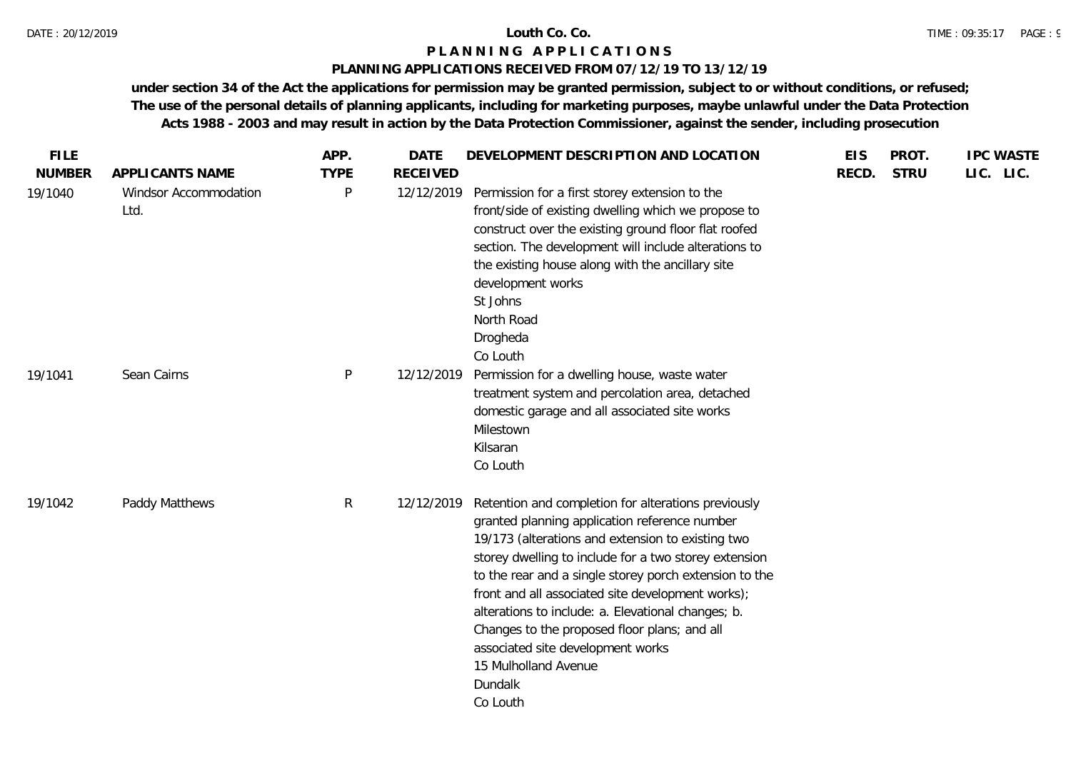**Louth Co. Co.**

# PLANNING APPLICATIONS

## PLANNING APPLICATIONS RECEIVED FROM 07/12/19 TO 13/12/19

**under section 34 of the Act the applications for permission may be granted permission, subject to or without conditions, or refused; The use of the personal details of planning applicants, including for marketing purposes, maybe unlawful under the Data Protection Acts 1988 - 2003 and may result in action by the Data Protection Commissioner, against the sender, including prosecution**

| FILE NUMBER | APPLICANTS NAME | APP. TYPE | DATE RECEIVED | DEVELOPMENT DESCRIPTION AND LOCATION | EIS RECD. | PROT. STRU | IPC LIC. | WASTE LIC. |
|---|---|---|---|---|---|---|---|---|
| 19/1040 | Windsor Accommodation Ltd. | P | 12/12/2019 | Permission for a first storey extension to the front/side of existing dwelling which we propose to construct over the existing ground floor flat roofed section. The development will include alterations to the existing house along with the ancillary site development works<br>St Johns<br>North Road<br>Drogheda<br>Co Louth | | | | |
| 19/1041 | Sean Cairns | P | 12/12/2019 | Permission for a dwelling house, waste water treatment system and percolation area, detached domestic garage and all associated site works<br>Milestown<br>Kilsaran<br>Co Louth | | | | |
| 19/1042 | Paddy Matthews | R | 12/12/2019 | Retention and completion for alterations previously granted planning application reference number 19/173 (alterations and extension to existing two storey dwelling to include for a two storey extension to the rear and a single storey porch extension to the front and all associated site development works); alterations to include: a. Elevational changes; b. Changes to the proposed floor plans; and all associated site development works<br>15 Mulholland Avenue<br>Dundalk<br>Co Louth | | | | |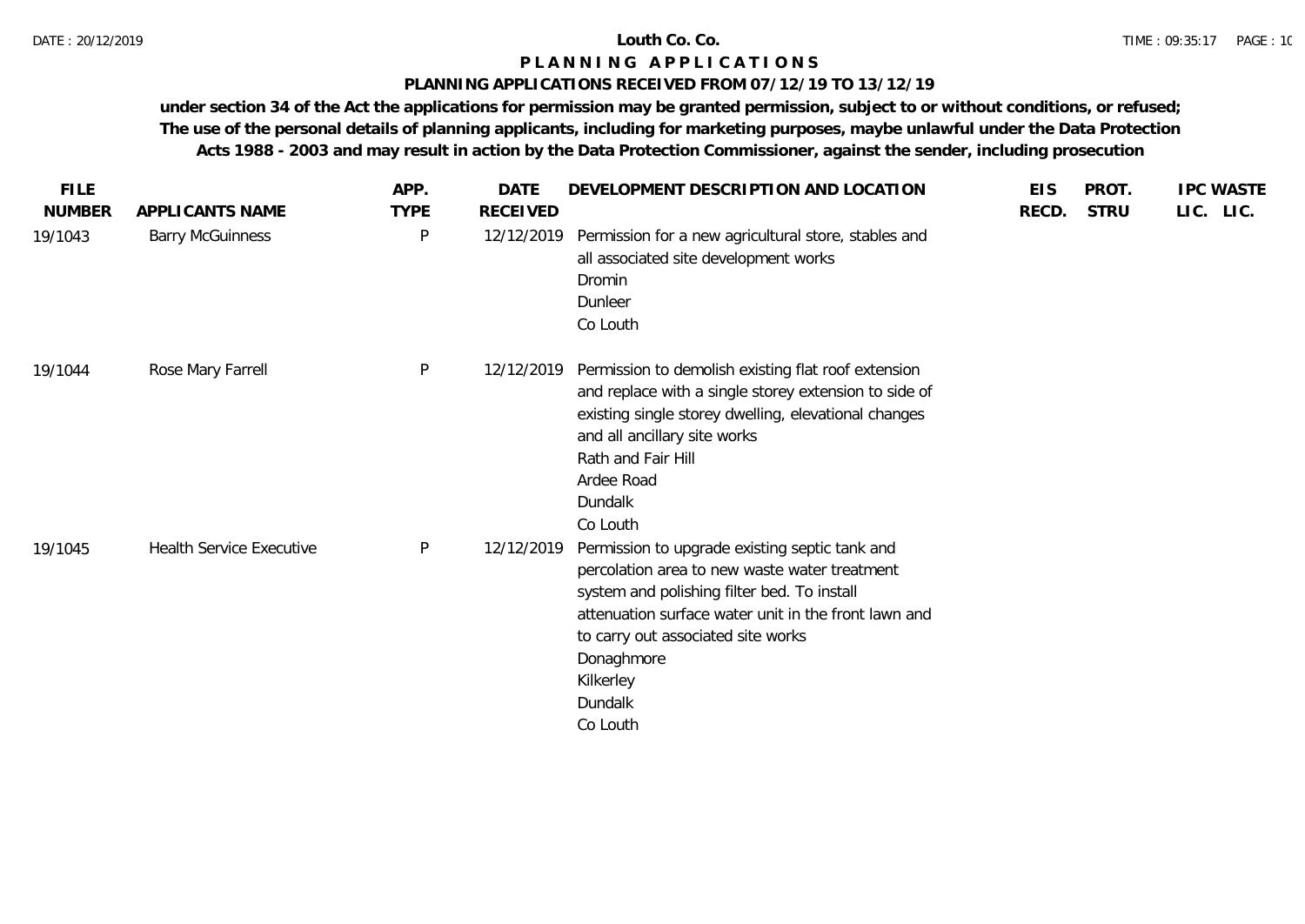**Louth Co. Co.**

**P L A N N I N G   A P P L I C A T I O N S**

**PLANNING APPLICATIONS RECEIVED FROM 07/12/19 TO 13/12/19**

**under section 34 of the Act the applications for permission may be granted permission, subject to or without conditions, or refused; The use of the personal details of planning applicants, including for marketing purposes, maybe unlawful under the Data Protection Acts 1988 - 2003 and may result in action by the Data Protection Commissioner, against the sender, including prosecution**

| FILE NUMBER | APPLICANTS NAME | APP. TYPE | DATE RECEIVED | DEVELOPMENT DESCRIPTION AND LOCATION | EIS RECD. | PROT. STRU | IPC LIC. | WASTE LIC. |
|---|---|---|---|---|---|---|---|---|
| 19/1043 | Barry McGuinness | P | 12/12/2019 | Permission for a new agricultural store, stables and all associated site development works<br>Dromin<br>Dunleer<br>Co Louth | | | | |
| 19/1044 | Rose Mary Farrell | P | 12/12/2019 | Permission to demolish existing flat roof extension and replace with a single storey extension to side of existing single storey dwelling, elevational changes and all ancillary site works<br>Rath and Fair Hill<br>Ardee Road<br>Dundalk<br>Co Louth | | | | |
| 19/1045 | Health Service Executive | P | 12/12/2019 | Permission to upgrade existing septic tank and percolation area to new waste water treatment system and polishing filter bed. To install attenuation surface water unit in the front lawn and to carry out associated site works<br>Donaghmore<br>Kilkerley<br>Dundalk<br>Co Louth | | | | |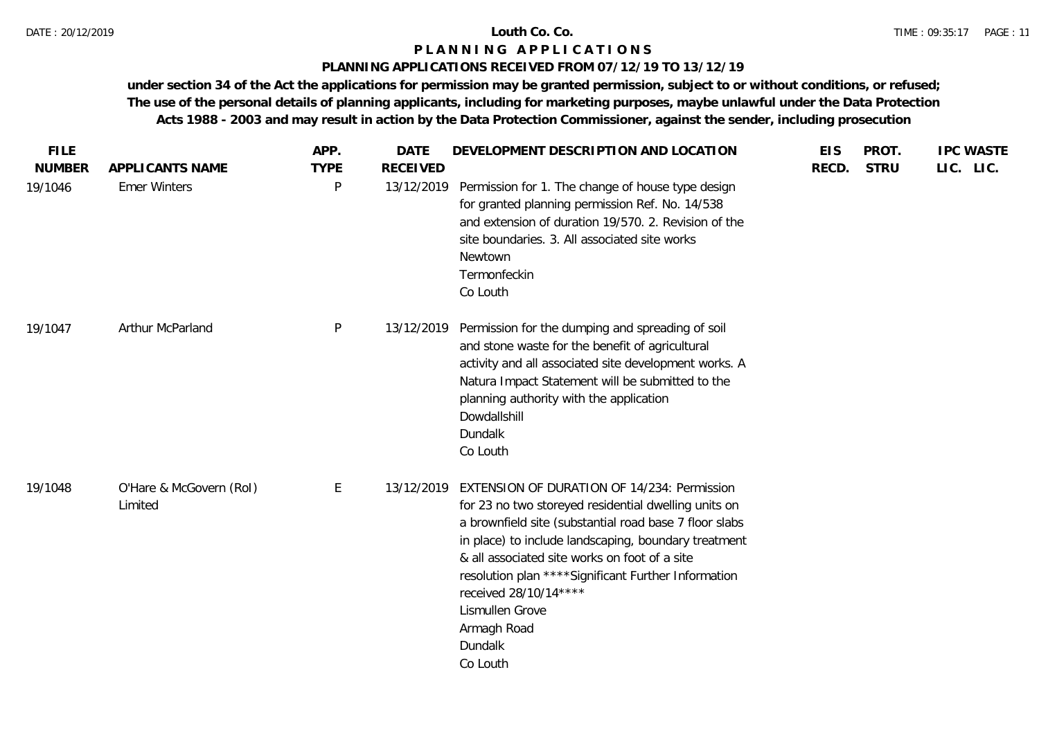# Louth Co. Co.

## P L A N N I N G A P P L I C A T I O N S

### PLANNING APPLICATIONS RECEIVED FROM 07/12/19 TO 13/12/19

**under section 34 of the Act the applications for permission may be granted permission, subject to or without conditions, or refused; The use of the personal details of planning applicants, including for marketing purposes, maybe unlawful under the Data Protection Acts 1988 - 2003 and may result in action by the Data Protection Commissioner, against the sender, including prosecution**

| FILE NUMBER | APPLICANTS NAME | APP. TYPE | DATE RECEIVED | DEVELOPMENT DESCRIPTION AND LOCATION | EIS RECD. | PROT. STRU | IPC LIC. | WASTE LIC. |
|---|---|---|---|---|---|---|---|---|
| 19/1046 | Emer Winters | P | 13/12/2019 | Permission for 1. The change of house type design for granted planning permission Ref. No. 14/538 and extension of duration 19/570. 2. Revision of the site boundaries. 3. All associated site works<br>Newtown<br>Termonfeckin<br>Co Louth | | | | |
| 19/1047 | Arthur McParland | P | 13/12/2019 | Permission for the dumping and spreading of soil and stone waste for the benefit of agricultural activity and all associated site development works. A Natura Impact Statement will be submitted to the planning authority with the application<br>Dowdallshill<br>Dundalk<br>Co Louth | | | | |
| 19/1048 | O'Hare & McGovern (RoI) Limited | E | 13/12/2019 | EXTENSION OF DURATION OF 14/234: Permission for 23 no two storeyed residential dwelling units on a brownfield site (substantial road base 7 floor slabs in place) to include landscaping, boundary treatment & all associated site works on foot of a site resolution plan ****Significant Further Information received 28/10/14****<br>Lismullen Grove<br>Armagh Road<br>Dundalk<br>Co Louth | | | | |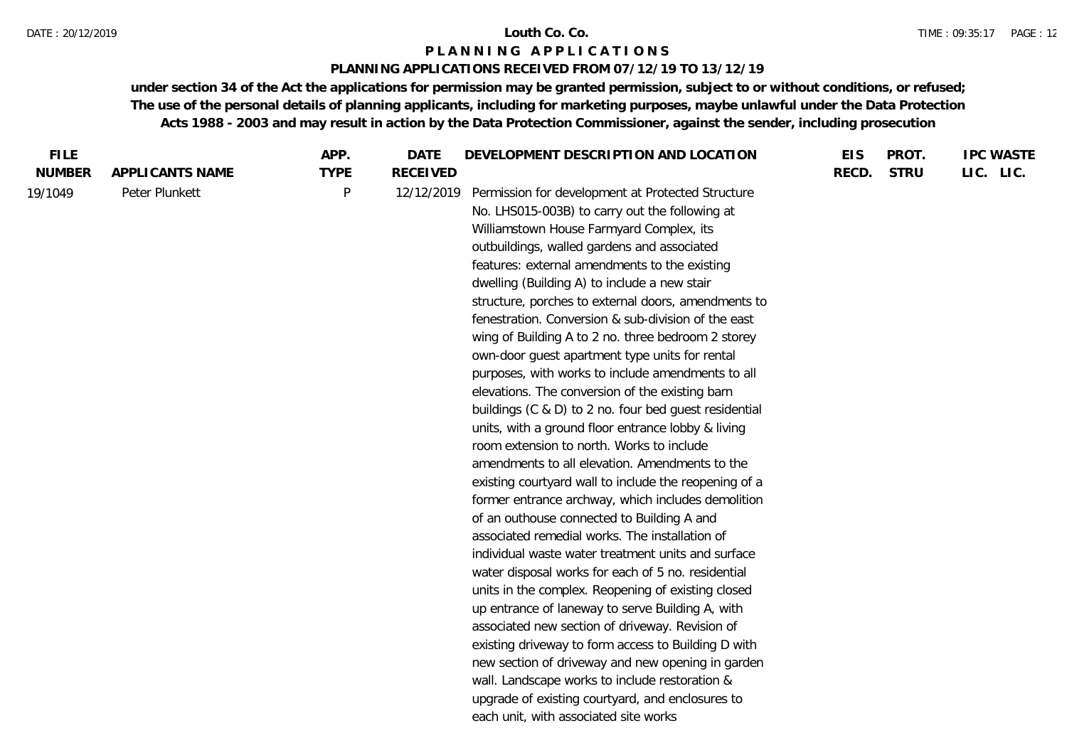**Louth Co. Co.**

**P L A N N I N G   A P P L I C A T I O N S**

**PLANNING APPLICATIONS RECEIVED FROM 07/12/19 TO 13/12/19**

**under section 34 of the Act the applications for permission may be granted permission, subject to or without conditions, or refused; The use of the personal details of planning applicants, including for marketing purposes, maybe unlawful under the Data Protection Acts 1988 - 2003 and may result in action by the Data Protection Commissioner, against the sender, including prosecution**

| FILE NUMBER | APPLICANTS NAME | APP. TYPE | DATE RECEIVED | DEVELOPMENT DESCRIPTION AND LOCATION | EIS RECD. | PROT. STRU | IPC LIC. | WASTE LIC. |
|---|---|---|---|---|---|---|---|---|
| 19/1049 | Peter Plunkett | P | 12/12/2019 | Permission for development at Protected Structure No. LHS015-003B) to carry out the following at Williamstown House Farmyard Complex, its outbuildings, walled gardens and associated features: external amendments to the existing dwelling (Building A) to include a new stair structure, porches to external doors, amendments to fenestration. Conversion & sub-division of the east wing of Building A to 2 no. three bedroom 2 storey own-door guest apartment type units for rental purposes, with works to include amendments to all elevations. The conversion of the existing barn buildings (C & D) to 2 no. four bed guest residential units, with a ground floor entrance lobby & living room extension to north. Works to include amendments to all elevation. Amendments to the existing courtyard wall to include the reopening of a former entrance archway, which includes demolition of an outhouse connected to Building A and associated remedial works. The installation of individual waste water treatment units and surface water disposal works for each of 5 no. residential units in the complex. Reopening of existing closed up entrance of laneway to serve Building A, with associated new section of driveway. Revision of existing driveway to form access to Building D with new section of driveway and new opening in garden wall. Landscape works to include restoration & upgrade of existing courtyard, and enclosures to each unit, with associated site works | | | | |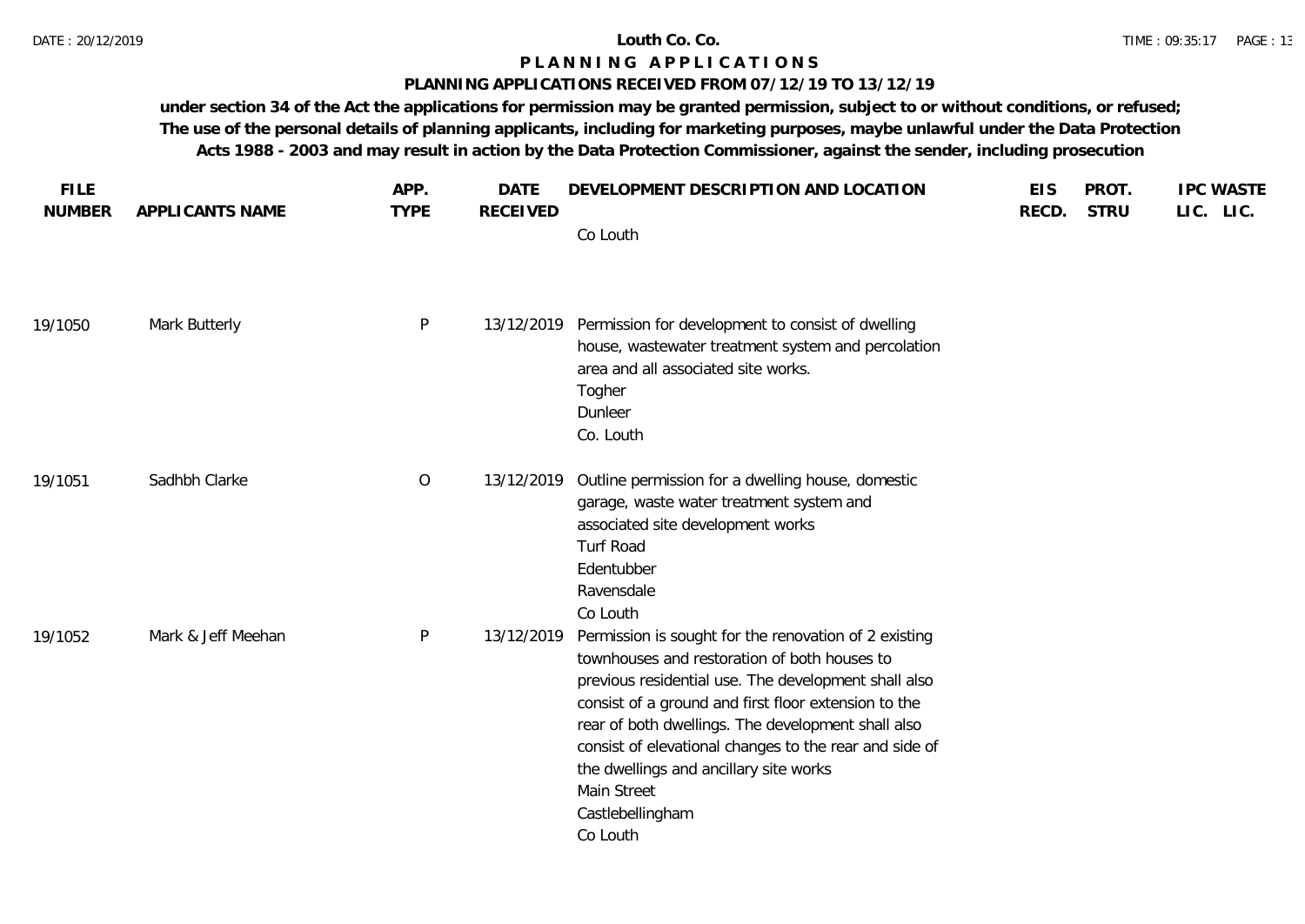**Louth Co. Co.**

**P L A N N I N G   A P P L I C A T I O N S**

**PLANNING APPLICATIONS RECEIVED FROM 07/12/19 TO 13/12/19**

**under section 34 of the Act the applications for permission may be granted permission, subject to or without conditions, or refused; The use of the personal details of planning applicants, including for marketing purposes, maybe unlawful under the Data Protection Acts 1988 - 2003 and may result in action by the Data Protection Commissioner, against the sender, including prosecution**

| FILE NUMBER | APPLICANTS NAME | APP. TYPE | DATE RECEIVED | DEVELOPMENT DESCRIPTION AND LOCATION | EIS RECD. | PROT. STRU | IPC LIC. | WASTE LIC. |
|---|---|---|---|---|---|---|---|---|
| | | | | Co Louth | | | | |
| 19/1050 | Mark Butterly | P | 13/12/2019 | Permission for development to consist of dwelling house, wastewater treatment system and percolation area and all associated site works.<br>Togher<br>Dunleer<br>Co. Louth | | | | |
| 19/1051 | Sadhbh Clarke | O | 13/12/2019 | Outline permission for a dwelling house, domestic garage, waste water treatment system and associated site development works<br>Turf Road<br>Edentubber<br>Ravensdale<br>Co Louth | | | | |
| 19/1052 | Mark & Jeff Meehan | P | 13/12/2019 | Permission is sought for the renovation of 2 existing townhouses and restoration of both houses to previous residential use. The development shall also consist of a ground and first floor extension to the rear of both dwellings. The development shall also consist of elevational changes to the rear and side of the dwellings and ancillary site works<br>Main Street<br>Castlebellingham<br>Co Louth | | | | |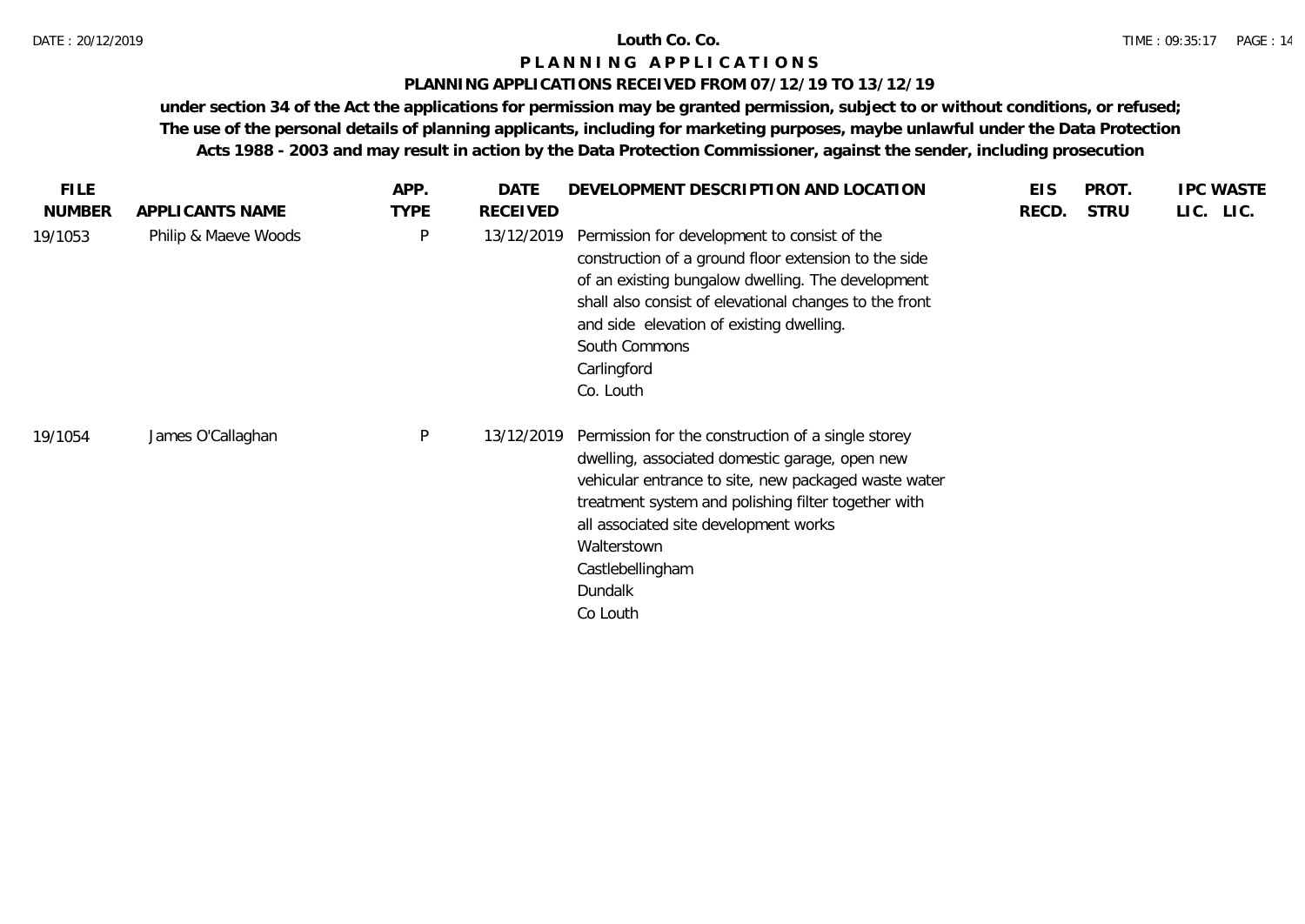**Louth Co. Co.**

**P L A N N I N G   A P P L I C A T I O N S**

**PLANNING APPLICATIONS RECEIVED FROM 07/12/19 TO 13/12/19**

**under section 34 of the Act the applications for permission may be granted permission, subject to or without conditions, or refused; The use of the personal details of planning applicants, including for marketing purposes, maybe unlawful under the Data Protection Acts 1988 - 2003 and may result in action by the Data Protection Commissioner, against the sender, including prosecution**

| FILE NUMBER | APPLICANTS NAME | APP. TYPE | DATE RECEIVED | DEVELOPMENT DESCRIPTION AND LOCATION | EIS RECD. | PROT. STRU | IPC LIC. | WASTE LIC. |
|---|---|---|---|---|---|---|---|---|
| 19/1053 | Philip & Maeve Woods | P | 13/12/2019 | Permission for development to consist of the construction of a ground floor extension to the side of an existing bungalow dwelling. The development shall also consist of elevational changes to the front and side elevation of existing dwelling.<br>South Commons<br>Carlingford<br>Co. Louth | | | | |
| 19/1054 | James O'Callaghan | P | 13/12/2019 | Permission for the construction of a single storey dwelling, associated domestic garage, open new vehicular entrance to site, new packaged waste water treatment system and polishing filter together with all associated site development works<br>Walterstown<br>Castlebellingham<br>Dundalk<br>Co Louth | | | | |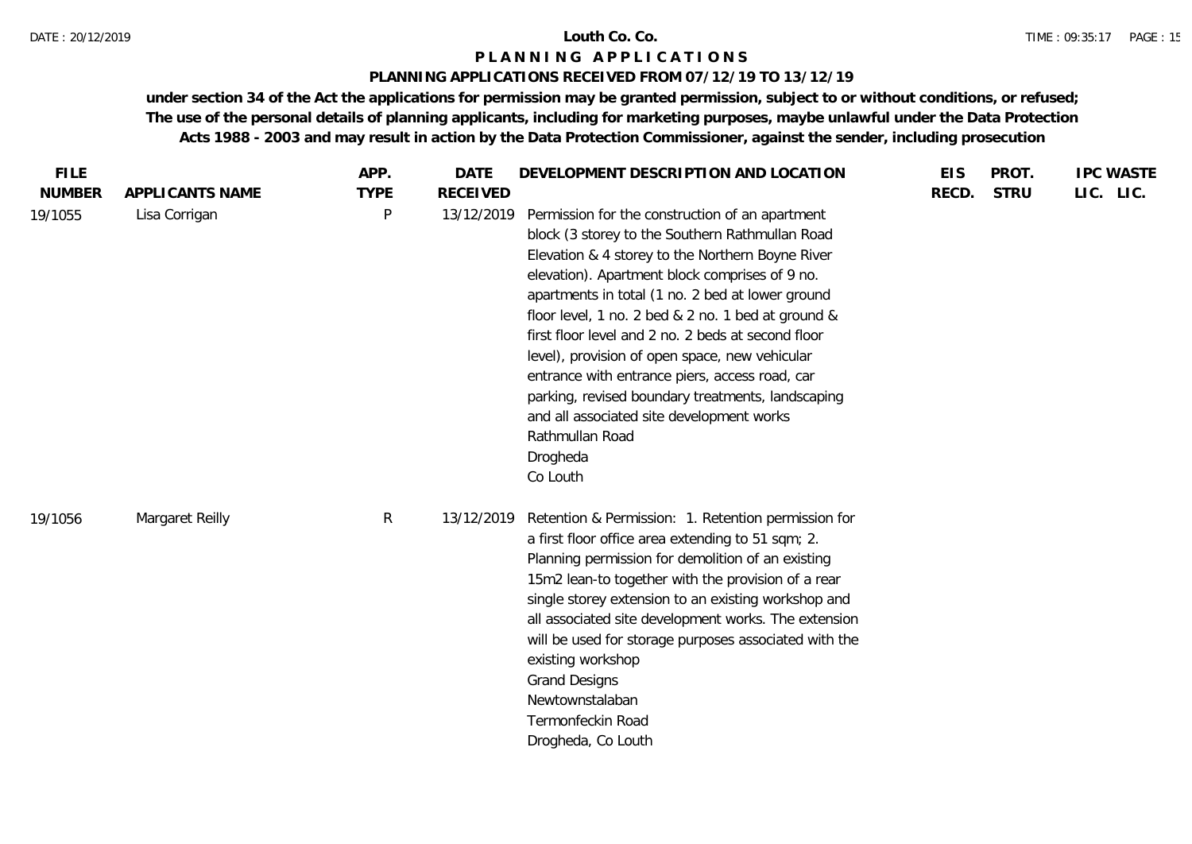**Louth Co. Co.**

**P L A N N I N G  A P P L I C A T I O N S**

**PLANNING APPLICATIONS RECEIVED FROM 07/12/19 TO 13/12/19**

**under section 34 of the Act the applications for permission may be granted permission, subject to or without conditions, or refused; The use of the personal details of planning applicants, including for marketing purposes, maybe unlawful under the Data Protection Acts 1988 - 2003 and may result in action by the Data Protection Commissioner, against the sender, including prosecution**

| FILE NUMBER | APPLICANTS NAME | APP. TYPE | DATE RECEIVED | DEVELOPMENT DESCRIPTION AND LOCATION | EIS RECD. | PROT. STRU | IPC LIC. | WASTE LIC. |
|---|---|---|---|---|---|---|---|---|
| 19/1055 | Lisa Corrigan | P | 13/12/2019 | Permission for the construction of an apartment block (3 storey to the Southern Rathmullan Road Elevation & 4 storey to the Northern Boyne River elevation). Apartment block comprises of 9 no. apartments in total (1 no. 2 bed at lower ground floor level, 1 no. 2 bed & 2 no. 1 bed at ground & first floor level and 2 no. 2 beds at second floor level), provision of open space, new vehicular entrance with entrance piers, access road, car parking, revised boundary treatments, landscaping and all associated site development works<br>Rathmullan Road<br>Drogheda<br>Co Louth | | | | |
| 19/1056 | Margaret Reilly | R | 13/12/2019 | Retention & Permission: 1. Retention permission for a first floor office area extending to 51 sqm; 2. Planning permission for demolition of an existing 15m2 lean-to together with the provision of a rear single storey extension to an existing workshop and all associated site development works. The extension will be used for storage purposes associated with the existing workshop<br>Grand Designs<br>Newtownstalaban<br>Termonfeckin Road<br>Drogheda, Co Louth | | | | |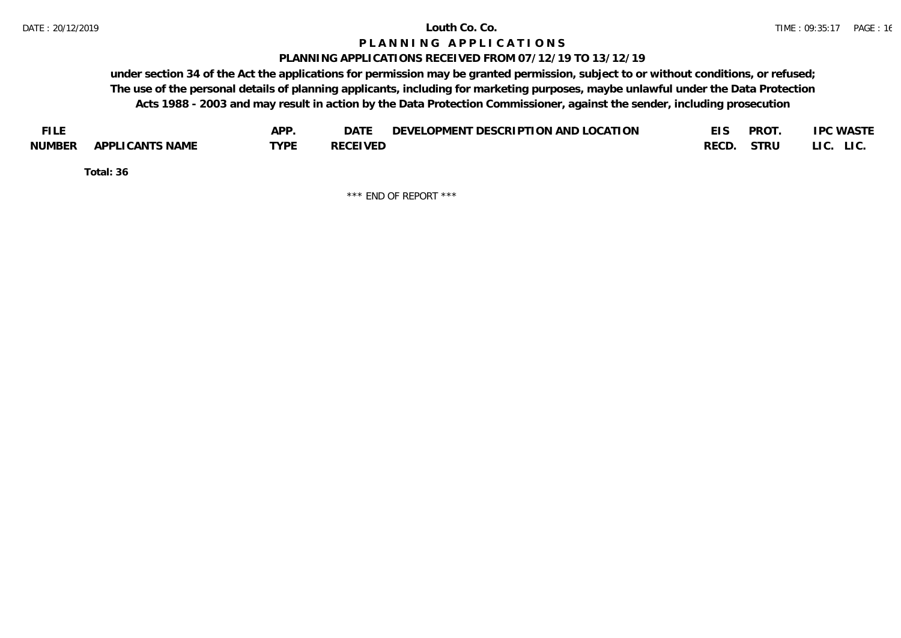# PLANNING APPLICATIONS

## PLANNING APPLICATIONS RECEIVED FROM 07/12/19 TO 13/12/19

**under section 34 of the Act the applications for permission may be granted permission, subject to or without conditions, or refused; The use of the personal details of planning applicants, including for marketing purposes, maybe unlawful under the Data Protection Acts 1988 - 2003 and may result in action by the Data Protection Commissioner, against the sender, including prosecution**

| FILE NUMBER | APPLICANTS NAME | APP. TYPE | DATE RECEIVED | DEVELOPMENT DESCRIPTION AND LOCATION | EIS RECD. | PROT. STRU | IPC LIC. | WASTE LIC. |
|---|---|---|---|---|---|---|---|---|

**Total: 36**

*** END OF REPORT ***